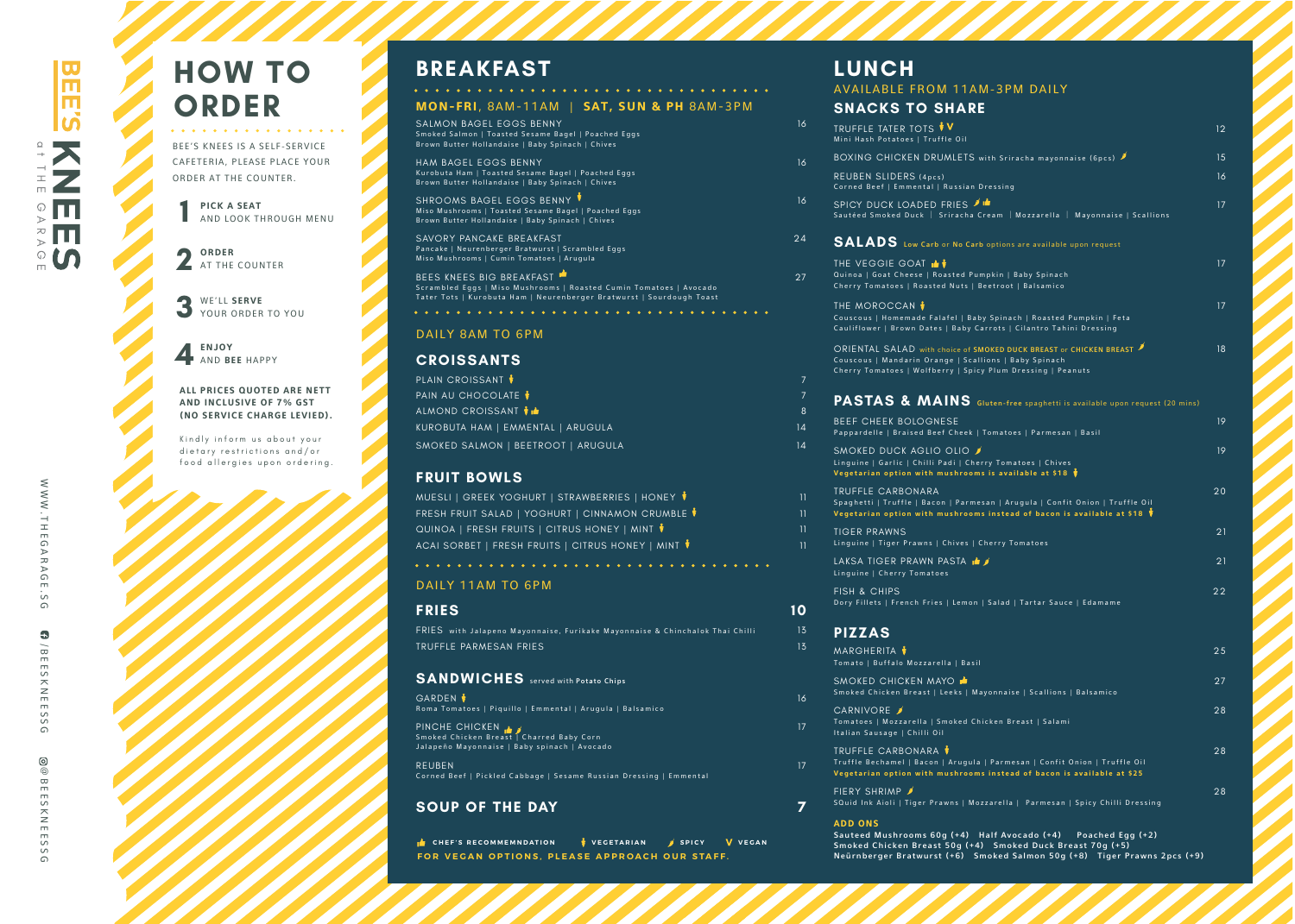# BEE'S KNEES
at THE GARAGE

## HOW TO ORDER

BEE'S KNEES IS A SELF-SERVICE CAFETERIA, PLEASE PLACE YOUR ORDER AT THE COUNTER.

1. **PICK A SEAT** AND LOOK THROUGH MENU
2. **ORDER** AT THE COUNTER
3. WE'LL **SERVE** YOUR ORDER TO YOU
4. **ENJOY** AND **BEE** HAPPY

**ALL PRICES QUOTED ARE NETT AND INCLUSIVE OF 7% GST (NO SERVICE CHARGE LEVIED).**

Kindly inform us about your dietary restrictions and/or food allergies upon ordering.

WWW.THEGARAGE.SG

/BEESKNEESSG

@BEESKNEESSG

## BREAKFAST

**MON-FRI**, 8AM-11AM | **SAT, SUN & PH** 8AM-3PM

**SALMON BAGEL EGGS BENNY** — 16
Smoked Salmon | Toasted Sesame Bagel | Poached Eggs
Brown Butter Hollandaise | Baby Spinach | Chives

**HAM BAGEL EGGS BENNY** — 16
Kurobuta Ham | Toasted Sesame Bagel | Poached Eggs
Brown Butter Hollandaise | Baby Spinach | Chives

**SHROOMS BAGEL EGGS BENNY** (vegetarian) — 16
Miso Mushrooms | Toasted Sesame Bagel | Poached Eggs
Brown Butter Hollandaise | Baby Spinach | Chives

**SAVORY PANCAKE BREAKFAST** — 24
Pancake | Neurenberger Bratwurst | Scrambled Eggs
Miso Mushrooms | Cumin Tomatoes | Arugula

**BEES KNEES BIG BREAKFAST** (chef's recommendation) — 27
Scrambled Eggs | Miso Mushrooms | Roasted Cumin Tomatoes | Avocado
Tater Tots | Kurobuta Ham | Neurenberger Bratwurst | Sourdough Toast

### DAILY 8AM TO 6PM

### CROISSANTS

| Item | Price |
|---|---|
| PLAIN CROISSANT (vegetarian) | 7 |
| PAIN AU CHOCOLATE (vegetarian) | 7 |
| ALMOND CROISSANT (vegetarian, chef's recommendation) | 8 |
| KUROBUTA HAM \| EMMENTAL \| ARUGULA | 14 |
| SMOKED SALMON \| BEETROOT \| ARUGULA | 14 |

### FRUIT BOWLS

| Item | Price |
|---|---|
| MUESLI \| GREEK YOGHURT \| STRAWBERRIES \| HONEY (vegetarian) | 11 |
| FRESH FRUIT SALAD \| YOGHURT \| CINNAMON CRUMBLE (vegetarian) | 11 |
| QUINOA \| FRESH FRUITS \| CITRUS HONEY \| MINT (vegetarian) | 11 |
| ACAI SORBET \| FRESH FRUITS \| CITRUS HONEY \| MINT (vegetarian) | 11 |

### DAILY 11AM TO 6PM

### FRIES — 10

| Item | Price |
|---|---|
| FRIES with Jalapeno Mayonnaise, Furikake Mayonnaise & Chinchalok Thai Chilli | 13 |
| TRUFFLE PARMESAN FRIES | 13 |

### SANDWICHES served with **Potato Chips**

**GARDEN** (vegetarian) — 16
Roma Tomatoes | Piquillo | Emmental | Arugula | Balsamico

**PINCHE CHICKEN** (chef's recommendation, spicy) — 17
Smoked Chicken Breast | Charred Baby Corn
Jalapeño Mayonnaise | Baby spinach | Avocado

**REUBEN** — 17
Corned Beef | Pickled Cabbage | Sesame Russian Dressing | Emmental

### SOUP OF THE DAY — 7

**CHEF'S RECOMMEMNDATION** | **VEGETARIAN** | **SPICY** | **V VEGAN**

**FOR VEGAN OPTIONS, PLEASE APPROACH OUR STAFF.**

## LUNCH

AVAILABLE FROM 11AM-3PM DAILY

### SNACKS TO SHARE

**TRUFFLE TATER TOTS** (vegetarian, V) — 12
Mini Hash Potatoes | Truffle Oil

**BOXING CHICKEN DRUMLETS** with Sriracha mayonnaise (6pcs) (spicy) — 15

**REUBEN SLIDERS** (4pcs) — 16
Corned Beef | Emmental | Russian Dressing

**SPICY DUCK LOADED FRIES** (spicy, chef's recommendation) — 17
Sautéed Smoked Duck | Sriracha Cream | Mozzarella | Mayonnaise | Scallions

### SALADS Low Carb or No Carb options are available upon request

**THE VEGGIE GOAT** (chef's recommendation, vegetarian) — 17
Quinoa | Goat Cheese | Roasted Pumpkin | Baby Spinach
Cherry Tomatoes | Roasted Nuts | Beetroot | Balsamico

**THE MOROCCAN** (vegetarian) — 17
Couscous | Homemade Falafel | Baby Spinach | Roasted Pumpkin | Feta
Cauliflower | Brown Dates | Baby Carrots | Cilantro Tahini Dressing

**ORIENTAL SALAD** with choice of SMOKED DUCK BREAST or CHICKEN BREAST (spicy) — 18
Couscous | Mandarin Orange | Scallions | Baby Spinach
Cherry Tomatoes | Wolfberry | Spicy Plum Dressing | Peanuts

### PASTAS & MAINS Gluten-free spaghetti is available upon request (20 mins)

**BEEF CHEEK BOLOGNESE** — 19
Pappardelle | Braised Beef Cheek | Tomatoes | Parmesan | Basil

**SMOKED DUCK AGLIO OLIO** (spicy) — 19
Linguine | Garlic | Chilli Padi | Cherry Tomatoes | Chives
**Vegetarian option with mushrooms is available at $18** (vegetarian)

**TRUFFLE CARBONARA** — 20
Spaghetti | Truffle | Bacon | Parmesan | Arugula | Confit Onion | Truffle Oil
**Vegetarian option with mushrooms instead of bacon is available at $18** (vegetarian)

**TIGER PRAWNS** — 21
Linguine | Tiger Prawns | Chives | Cherry Tomatoes

**LAKSA TIGER PRAWN PASTA** (chef's recommendation, spicy) — 21
Linguine | Cherry Tomatoes

**FISH & CHIPS** — 22
Dory Fillets | French Fries | Lemon | Salad | Tartar Sauce | Edamame

### PIZZAS

**MARGHERITA** (vegetarian) — 25
Tomato | Buffalo Mozzarella | Basil

**SMOKED CHICKEN MAYO** (chef's recommendation) — 27
Smoked Chicken Breast | Leeks | Mayonnaise | Scallions | Balsamico

**CARNIVORE** (spicy) — 28
Tomatoes | Mozzarella | Smoked Chicken Breast | Salami
Italian Sausage | Chilli Oil

**TRUFFLE CARBONARA** (vegetarian) — 28
Truffle Bechamel | Bacon | Arugula | Parmesan | Confit Onion | Truffle Oil
**Vegetarian option with mushrooms instead of bacon is available at $25**

**FIERY SHRIMP** (spicy) — 28
SQuid Ink Aioli | Tiger Prawns | Mozzarella | Parmesan | Spicy Chilli Dressing

### ADD ONS

**Sauteed Mushrooms 60g (+4) Half Avocado (+4) Poached Egg (+2)**
**Smoked Chicken Breast 50g (+4) Smoked Duck Breast 70g (+5)**
**Neürnberger Bratwurst (+6) Smoked Salmon 50g (+8) Tiger Prawns 2pcs (+9)**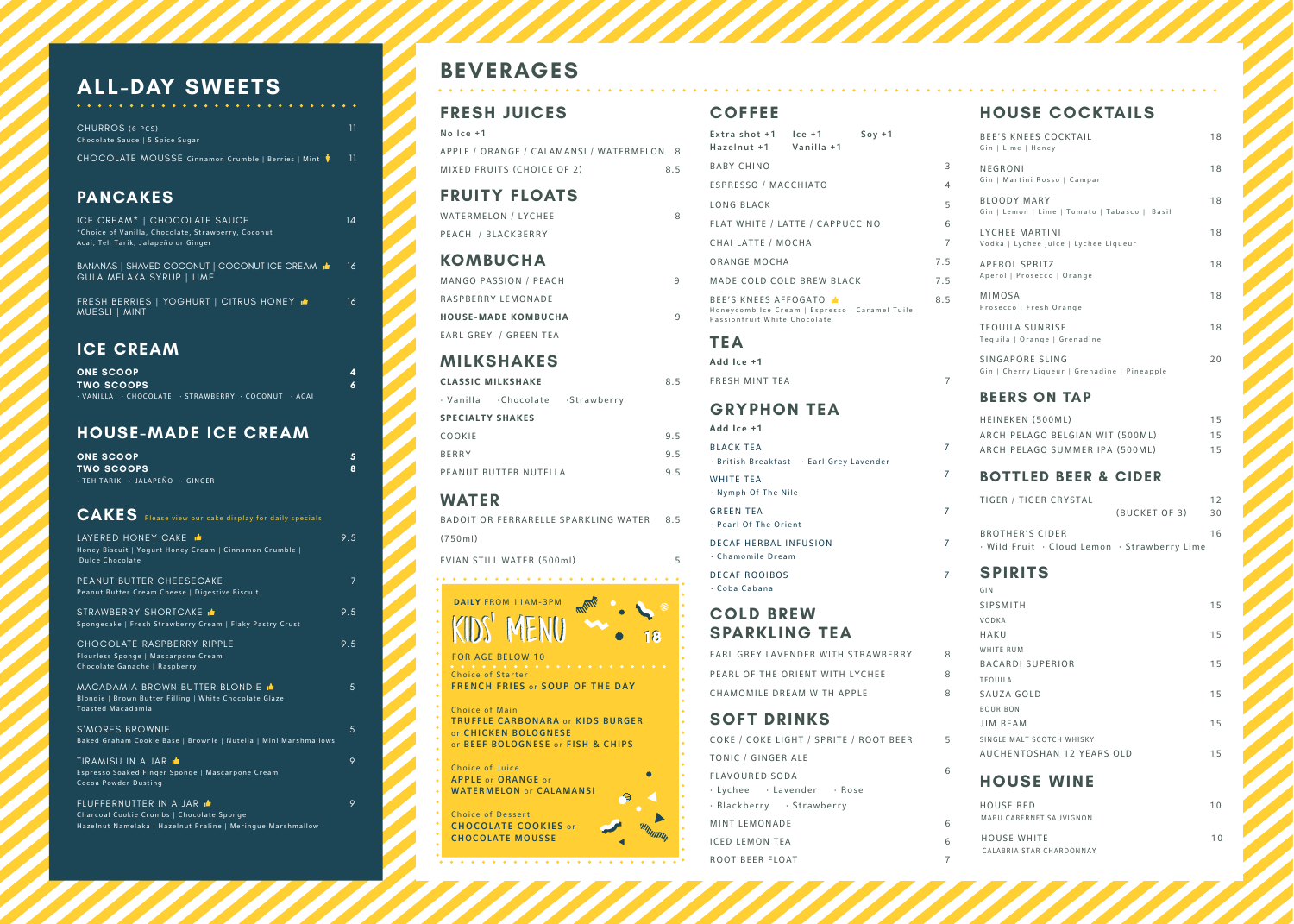# ALL-DAY SWEETS

| Item | Price |
|---|---|
| CHURROS (6 PCS) Chocolate Sauce \| 5 Spice Sugar | 11 |
| CHOCOLATE MOUSSE Cinnamon Crumble \| Berries \| Mint | 11 |

## PANCAKES

| Item | Price |
|---|---|
| ICE CREAM* \| CHOCOLATE SAUCE *Choice of Vanilla, Chocolate, Strawberry, Coconut Acai, Teh Tarik, Jalapeño or Ginger | 14 |
| BANANAS \| SHAVED COCONUT \| COCONUT ICE CREAM GULA MELAKA SYRUP \| LIME | 16 |
| FRESH BERRIES \| YOGHURT \| CITRUS HONEY MUESLI \| MINT | 16 |

## ICE CREAM

| Item | Price |
|---|---|
| **ONE SCOOP** | 4 |
| **TWO SCOOPS** | 6 |

· VANILLA · CHOCOLATE · STRAWBERRY · COCONUT · ACAI

## HOUSE-MADE ICE CREAM

| Item | Price |
|---|---|
| **ONE SCOOP** | 5 |
| **TWO SCOOPS** | 8 |

· TEH TARIK · JALAPEÑO · GINGER

## CAKES

Please view our cake display for daily specials

| Item | Price |
|---|---|
| LAYERED HONEY CAKE Honey Biscuit \| Yogurt Honey Cream \| Cinnamon Crumble \| Dulce Chocolate | 9.5 |
| PEANUT BUTTER CHEESECAKE Peanut Butter Cream Cheese \| Digestive Biscuit | 7 |
| STRAWBERRY SHORTCAKE Spongecake \| Fresh Strawberry Cream \| Flaky Pastry Crust | 9.5 |
| CHOCOLATE RASPBERRY RIPPLE Flourless Sponge \| Mascarpone Cream Chocolate Ganache \| Raspberry | 9.5 |
| MACADAMIA BROWN BUTTER BLONDIE Blondie \| Brown Butter Filling \| White Chocolate Glaze Toasted Macadamia | 5 |
| S'MORES BROWNIE Baked Graham Cookie Base \| Brownie \| Nutella \| Mini Marshmallows | 5 |
| TIRAMISU IN A JAR Espresso Soaked Finger Sponge \| Mascarpone Cream Cocoa Powder Dusting | 9 |
| FLUFFERNUTTER IN A JAR Charcoal Cookie Crumbs \| Chocolate Sponge Hazelnut Namelaka \| Hazelnut Praline \| Meringue Marshmallow | 9 |

# BEVERAGES

## FRESH JUICES

No Ice +1

| Item | Price |
|---|---|
| APPLE / ORANGE / CALAMANSI / WATERMELON | 8 |
| MIXED FRUITS (CHOICE OF 2) | 8.5 |

## FRUITY FLOATS

| Item | Price |
|---|---|
| WATERMELON / LYCHEE | 8 |
| PEACH / BLACKBERRY | |

## KOMBUCHA

| Item | Price |
|---|---|
| MANGO PASSION / PEACH | 9 |
| RASPBERRY LEMONADE | |
| **HOUSE-MADE KOMBUCHA** | 9 |
| EARL GREY / GREEN TEA | |

## MILKSHAKES

| Item | Price |
|---|---|
| **CLASSIC MILKSHAKE** | 8.5 |

· Vanilla · Chocolate · Strawberry

**SPECIALTY SHAKES**

| Item | Price |
|---|---|
| COOKIE | 9.5 |
| BERRY | 9.5 |
| PEANUT BUTTER NUTELLA | 9.5 |

## WATER

| Item | Price |
|---|---|
| BADOIT OR FERRARELLE SPARKLING WATER (750ml) | 8.5 |
| EVIAN STILL WATER (500ml) | 5 |

## KIDS' MENU

**DAILY** FROM 11AM-3PM — 18

FOR AGE BELOW 10

Choice of Starter
**FRENCH FRIES** or **SOUP OF THE DAY**

Choice of Main
**TRUFFLE CARBONARA** or **KIDS BURGER** or **CHICKEN BOLOGNESE** or **BEEF BOLOGNESE** or **FISH & CHIPS**

Choice of Juice
**APPLE** or **ORANGE** or **WATERMELON** or **CALAMANSI**

Choice of Dessert
**CHOCOLATE COOKIES** or **CHOCOLATE MOUSSE**

## COFFEE

Extra shot +1 Ice +1 Soy +1
Hazelnut +1 Vanilla +1

| Item | Price |
|---|---|
| BABY CHINO | 3 |
| ESPRESSO / MACCHIATO | 4 |
| LONG BLACK | 5 |
| FLAT WHITE / LATTE / CAPPUCCINO | 6 |
| CHAI LATTE / MOCHA | 7 |
| ORANGE MOCHA | 7.5 |
| MADE COLD COLD BREW BLACK | 7.5 |
| BEE'S KNEES AFFOGATO Honeycomb Ice Cream \| Espresso \| Caramel Tuile Passionfruit White Chocolate | 8.5 |

## TEA

Add Ice +1

| Item | Price |
|---|---|
| FRESH MINT TEA | 7 |

## GRYPHON TEA

Add Ice +1

| Item | Price |
|---|---|
| BLACK TEA · British Breakfast · Earl Grey Lavender | 7 |
| WHITE TEA · Nymph Of The Nile | 7 |
| GREEN TEA · Pearl Of The Orient | 7 |
| DECAF HERBAL INFUSION · Chamomile Dream | 7 |
| DECAF ROOIBOS · Coba Cabana | 7 |

## COLD BREW SPARKLING TEA

| Item | Price |
|---|---|
| EARL GREY LAVENDER WITH STRAWBERRY | 8 |
| PEARL OF THE ORIENT WITH LYCHEE | 8 |
| CHAMOMILE DREAM WITH APPLE | 8 |

## SOFT DRINKS

| Item | Price |
|---|---|
| COKE / COKE LIGHT / SPRITE / ROOT BEER | 5 |
| TONIC / GINGER ALE | |
| FLAVOURED SODA · Lychee · Lavender · Rose · Blackberry · Strawberry | 6 |
| MINT LEMONADE | 6 |
| ICED LEMON TEA | 6 |
| ROOT BEER FLOAT | 7 |

## HOUSE COCKTAILS

| Item | Price |
|---|---|
| BEE'S KNEES COCKTAIL Gin \| Lime \| Honey | 18 |
| NEGRONI Gin \| Martini Rosso \| Campari | 18 |
| BLOODY MARY Gin \| Lemon \| Lime \| Tomato \| Tabasco \| Basil | 18 |
| LYCHEE MARTINI Vodka \| Lychee juice \| Lychee Liqueur | 18 |
| APEROL SPRITZ Aperol \| Prosecco \| Orange | 18 |
| MIMOSA Prosecco \| Fresh Orange | 18 |
| TEQUILA SUNRISE Tequila \| Orange \| Grenadine | 18 |
| SINGAPORE SLING Gin \| Cherry Liqueur \| Grenadine \| Pineapple | 20 |

## BEERS ON TAP

| Item | Price |
|---|---|
| HEINEKEN (500ML) | 15 |
| ARCHIPELAGO BELGIAN WIT (500ML) | 15 |
| ARCHIPELAGO SUMMER IPA (500ML) | 15 |

## BOTTLED BEER & CIDER

| Item | Price |
|---|---|
| TIGER / TIGER CRYSTAL | 12 |
| (BUCKET OF 3) | 30 |
| BROTHER'S CIDER · Wild Fruit · Cloud Lemon · Strawberry Lime | 16 |

## SPIRITS

| Item | Price |
|---|---|
| GIN — SIPSMITH | 15 |
| VODKA — HAKU | 15 |
| WHITE RUM — BACARDI SUPERIOR | 15 |
| TEQUILA — SAUZA GOLD | 15 |
| BOUR BON — JIM BEAM | 15 |
| SINGLE MALT SCOTCH WHISKY — AUCHENTOSHAN 12 YEARS OLD | 15 |

## HOUSE WINE

| Item | Price |
|---|---|
| HOUSE RED MAPU CABERNET SAUVIGNON | 10 |
| HOUSE WHITE CALABRIA STAR CHARDONNAY | 10 |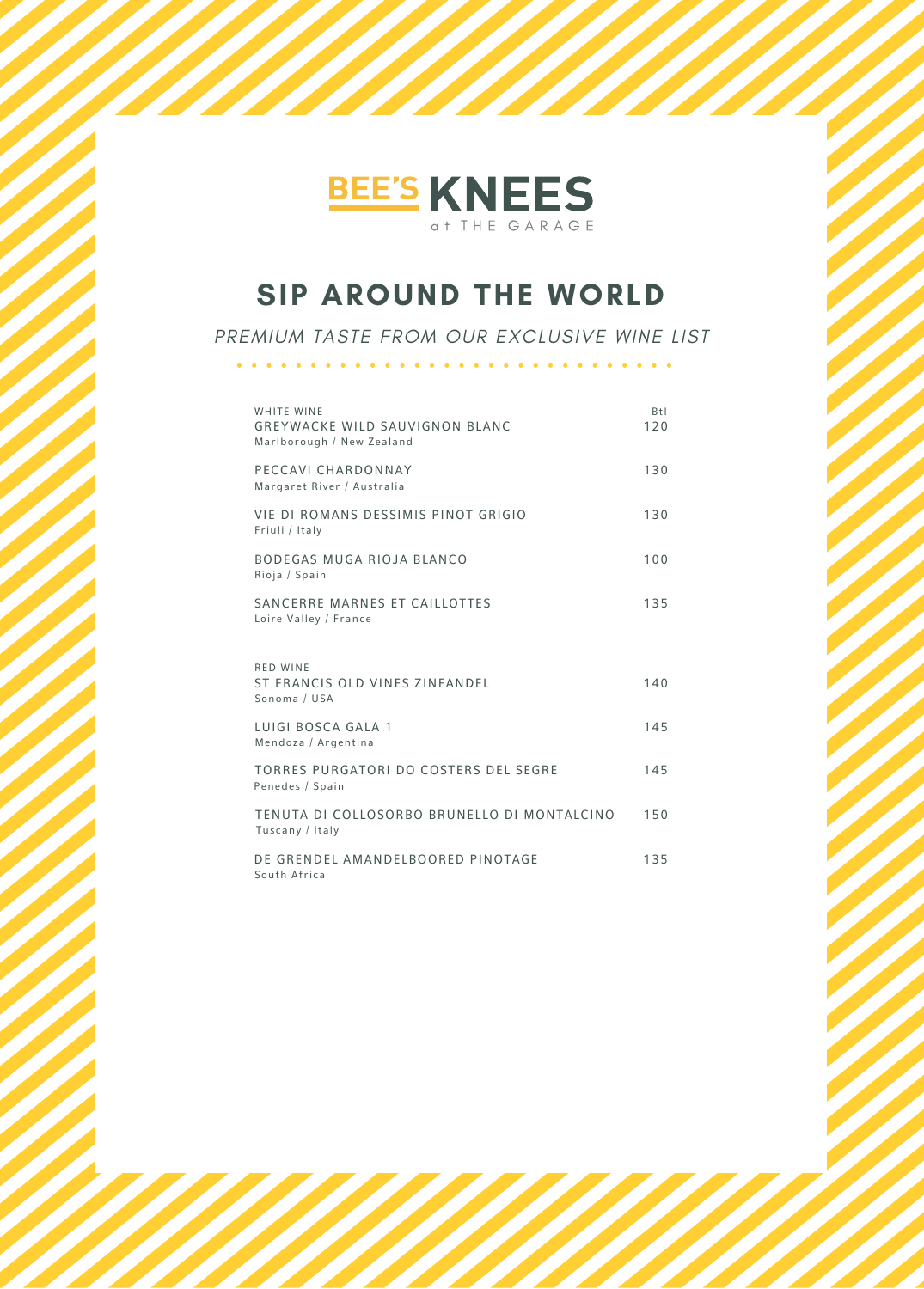BEE'S KNEES

at THE GARAGE

# SIP AROUND THE WORLD

*PREMIUM TASTE FROM OUR EXCLUSIVE WINE LIST*

| WHITE WINE | Btl |
|---|---|
| GREYWACKE WILD SAUVIGNON BLANC<br>Marlborough / New Zealand | 120 |
| PECCAVI CHARDONNAY<br>Margaret River / Australia | 130 |
| VIE DI ROMANS DESSIMIS PINOT GRIGIO<br>Friuli / Italy | 130 |
| BODEGAS MUGA RIOJA BLANCO<br>Rioja / Spain | 100 |
| SANCERRE MARNES ET CAILLOTTES<br>Loire Valley / France | 135 |
| **RED WINE** | |
| ST FRANCIS OLD VINES ZINFANDEL<br>Sonoma / USA | 140 |
| LUIGI BOSCA GALA 1<br>Mendoza / Argentina | 145 |
| TORRES PURGATORI DO COSTERS DEL SEGRE<br>Penedes / Spain | 145 |
| TENUTA DI COLLOSORBO BRUNELLO DI MONTALCINO<br>Tuscany / Italy | 150 |
| DE GRENDEL AMANDELBOORED PINOTAGE<br>South Africa | 135 |